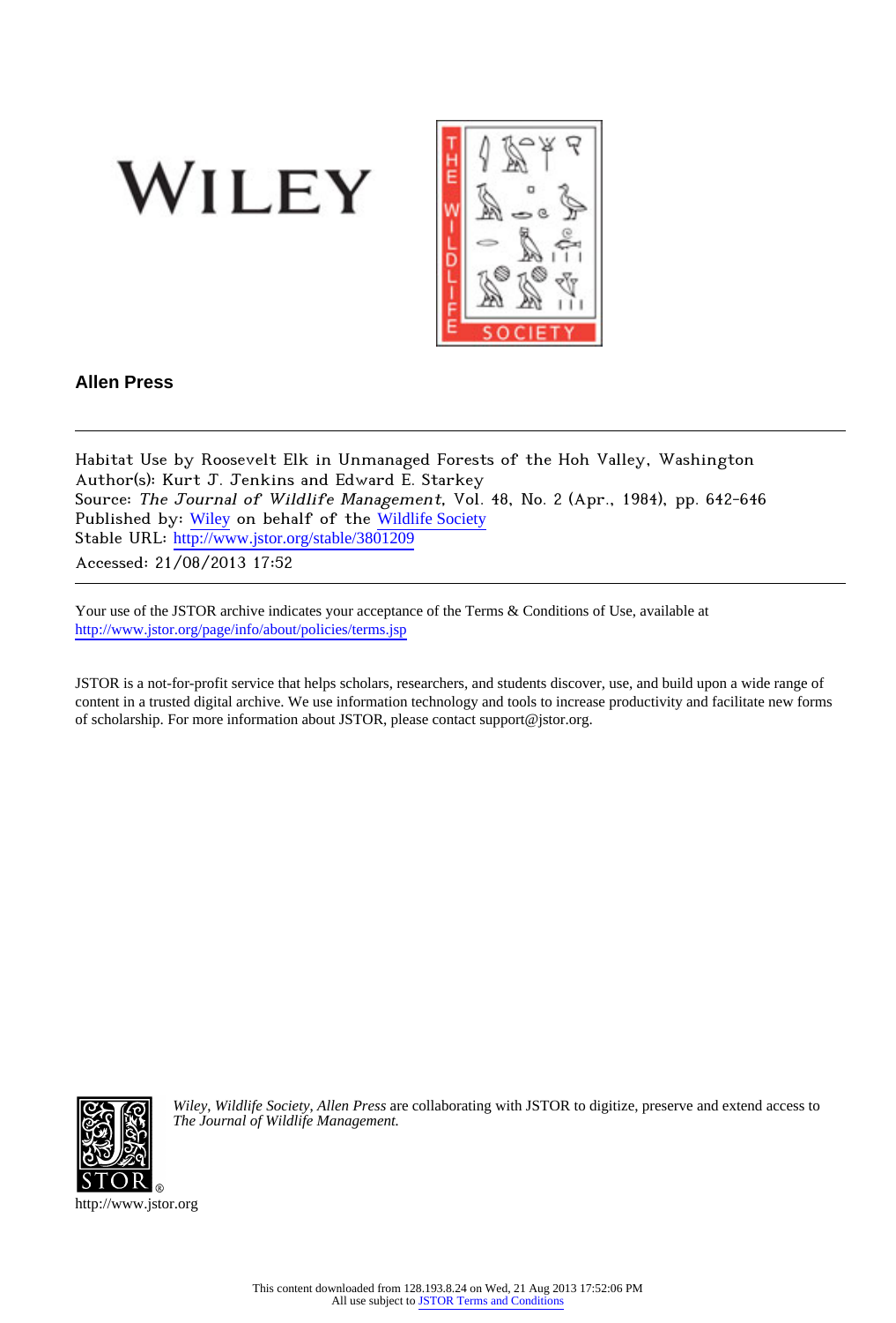WILEY

THE WILDLIFE SOCIETY

**Allen Press**

---

Habitat Use by Roosevelt Elk in Unmanaged Forests of the Hoh Valley, Washington
Author(s): Kurt J. Jenkins and Edward E. Starkey
Source: *The Journal of Wildlife Management*, Vol. 48, No. 2 (Apr., 1984), pp. 642-646
Published by: Wiley on behalf of the Wildlife Society
Stable URL: http://www.jstor.org/stable/3801209
Accessed: 21/08/2013 17:52

---

Your use of the JSTOR archive indicates your acceptance of the Terms & Conditions of Use, available at
http://www.jstor.org/page/info/about/policies/terms.jsp

JSTOR is a not-for-profit service that helps scholars, researchers, and students discover, use, and build upon a wide range of content in a trusted digital archive. We use information technology and tools to increase productivity and facilitate new forms of scholarship. For more information about JSTOR, please contact support@jstor.org.

*Wiley, Wildlife Society, Allen Press* are collaborating with JSTOR to digitize, preserve and extend access to *The Journal of Wildlife Management.*

http://www.jstor.org

This content downloaded from 128.193.8.24 on Wed, 21 Aug 2013 17:52:06 PM
All use subject to JSTOR Terms and Conditions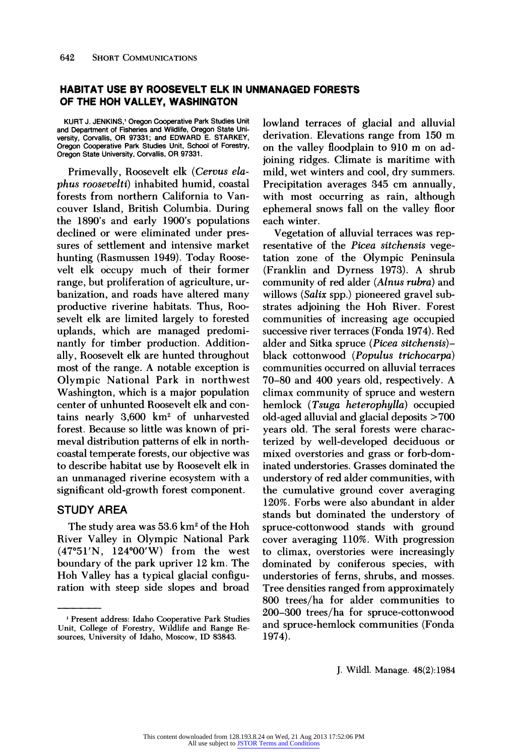## HABITAT USE BY ROOSEVELT ELK IN UNMANAGED FORESTS OF THE HOH VALLEY, WASHINGTON

KURT J. JENKINS,[1] Oregon Cooperative Park Studies Unit and Department of Fisheries and Wildlife, Oregon State University, Corvallis, OR 97331; and EDWARD E. STARKEY, Oregon Cooperative Park Studies Unit, School of Forestry, Oregon State University, Corvallis, OR 97331.

Primevally, Roosevelt elk (*Cervus elaphus roosevelti*) inhabited humid, coastal forests from northern California to Vancouver Island, British Columbia. During the 1890's and early 1900's populations declined or were eliminated under pressures of settlement and intensive market hunting (Rasmussen 1949). Today Roosevelt elk occupy much of their former range, but proliferation of agriculture, urbanization, and roads have altered many productive riverine habitats. Thus, Roosevelt elk are limited largely to forested uplands, which are managed predominantly for timber production. Additionally, Roosevelt elk are hunted throughout most of the range. A notable exception is Olympic National Park in northwest Washington, which is a major population center of unhunted Roosevelt elk and contains nearly 3,600 km² of unharvested forest. Because so little was known of primeval distribution patterns of elk in north-coastal temperate forests, our objective was to describe habitat use by Roosevelt elk in an unmanaged riverine ecosystem with a significant old-growth forest component.

### STUDY AREA

The study area was 53.6 km² of the Hoh River Valley in Olympic National Park (47°51'N, 124°00'W) from the west boundary of the park upriver 12 km. The Hoh Valley has a typical glacial configuration with steep side slopes and broad lowland terraces of glacial and alluvial derivation. Elevations range from 150 m on the valley floodplain to 910 m on adjoining ridges. Climate is maritime with mild, wet winters and cool, dry summers. Precipitation averages 345 cm annually, with most occurring as rain, although ephemeral snows fall on the valley floor each winter.

Vegetation of alluvial terraces was representative of the *Picea sitchensis* vegetation zone of the Olympic Peninsula (Franklin and Dyrness 1973). A shrub community of red alder (*Alnus rubra*) and willows (*Salix* spp.) pioneered gravel substrates adjoining the Hoh River. Forest communities of increasing age occupied successive river terraces (Fonda 1974). Red alder and Sitka spruce (*Picea sitchensis*)–black cottonwood (*Populus trichocarpa*) communities occurred on alluvial terraces 70–80 and 400 years old, respectively. A climax community of spruce and western hemlock (*Tsuga heterophylla*) occupied old-aged alluvial and glacial deposits >700 years old. The seral forests were characterized by well-developed deciduous or mixed overstories and grass or forb-dominated understories. Grasses dominated the understory of red alder communities, with the cumulative ground cover averaging 120%. Forbs were also abundant in alder stands but dominated the understory of spruce-cottonwood stands with ground cover averaging 110%. With progression to climax, overstories were increasingly dominated by coniferous species, with understories of ferns, shrubs, and mosses. Tree densities ranged from approximately 800 trees/ha for alder communities to 200–300 trees/ha for spruce-cottonwood and spruce-hemlock communities (Fonda 1974).

[1] Present address: Idaho Cooperative Park Studies Unit, College of Forestry, Wildlife and Range Resources, University of Idaho, Moscow, ID 83843.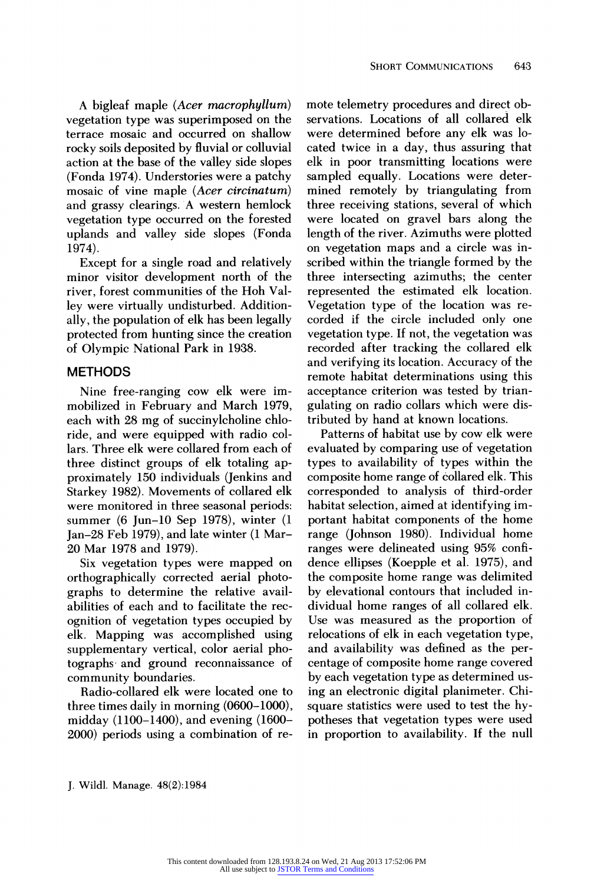A bigleaf maple (*Acer macrophyllum*) vegetation type was superimposed on the terrace mosaic and occurred on shallow rocky soils deposited by fluvial or colluvial action at the base of the valley side slopes (Fonda 1974). Understories were a patchy mosaic of vine maple (*Acer circinatum*) and grassy clearings. A western hemlock vegetation type occurred on the forested uplands and valley side slopes (Fonda 1974).

Except for a single road and relatively minor visitor development north of the river, forest communities of the Hoh Valley were virtually undisturbed. Additionally, the population of elk has been legally protected from hunting since the creation of Olympic National Park in 1938.

## METHODS

Nine free-ranging cow elk were immobilized in February and March 1979, each with 28 mg of succinylcholine chloride, and were equipped with radio collars. Three elk were collared from each of three distinct groups of elk totaling approximately 150 individuals (Jenkins and Starkey 1982). Movements of collared elk were monitored in three seasonal periods: summer (6 Jun–10 Sep 1978), winter (1 Jan–28 Feb 1979), and late winter (1 Mar–20 Mar 1978 and 1979).

Six vegetation types were mapped on orthographically corrected aerial photographs to determine the relative availabilities of each and to facilitate the recognition of vegetation types occupied by elk. Mapping was accomplished using supplementary vertical, color aerial photographs and ground reconnaissance of community boundaries.

Radio-collared elk were located one to three times daily in morning (0600–1000), midday (1100–1400), and evening (1600–2000) periods using a combination of remote telemetry procedures and direct observations. Locations of all collared elk were determined before any elk was located twice in a day, thus assuring that elk in poor transmitting locations were sampled equally. Locations were determined remotely by triangulating from three receiving stations, several of which were located on gravel bars along the length of the river. Azimuths were plotted on vegetation maps and a circle was inscribed within the triangle formed by the three intersecting azimuths; the center represented the estimated elk location. Vegetation type of the location was recorded if the circle included only one vegetation type. If not, the vegetation was recorded after tracking the collared elk and verifying its location. Accuracy of the remote habitat determinations using this acceptance criterion was tested by triangulating on radio collars which were distributed by hand at known locations.

Patterns of habitat use by cow elk were evaluated by comparing use of vegetation types to availability of types within the composite home range of collared elk. This corresponded to analysis of third-order habitat selection, aimed at identifying important habitat components of the home range (Johnson 1980). Individual home ranges were delineated using 95% confidence ellipses (Koepple et al. 1975), and the composite home range was delimited by elevational contours that included individual home ranges of all collared elk. Use was measured as the proportion of relocations of elk in each vegetation type, and availability was defined as the percentage of composite home range covered by each vegetation type as determined using an electronic digital planimeter. Chi-square statistics were used to test the hypotheses that vegetation types were used in proportion to availability. If the null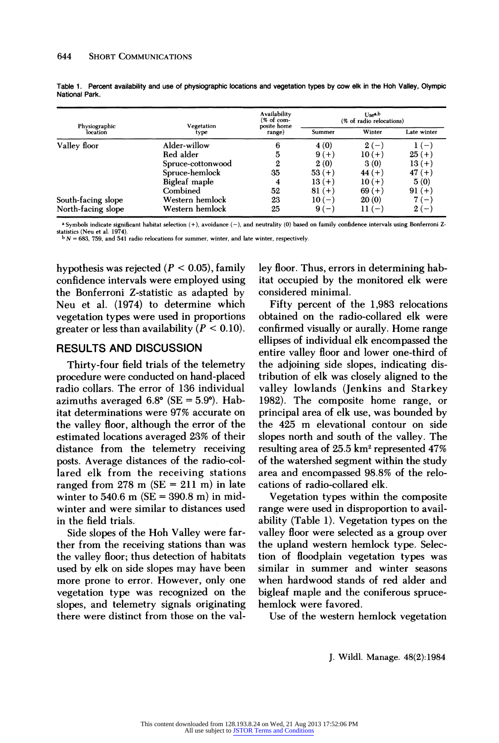Table 1. Percent availability and use of physiographic locations and vegetation types by cow elk in the Hoh Valley, Olympic National Park.

| Physiographic location | Vegetation type | Availability (% of composite home range) | Use[a,b] (% of radio relocations) | | |
|---|---|---|---|---|---|
| | | | Summer | Winter | Late winter |
| Valley floor | Alder-willow | 6 | 4 (0) | 2 (−) | 1 (−) |
| | Red alder | 5 | 9 (+) | 10 (+) | 25 (+) |
| | Spruce-cottonwood | 2 | 2 (0) | 3 (0) | 13 (+) |
| | Spruce-hemlock | 35 | 53 (+) | 44 (+) | 47 (+) |
| | Bigleaf maple | 4 | 13 (+) | 10 (+) | 5 (0) |
| | Combined | 52 | 81 (+) | 69 (+) | 91 (+) |
| South-facing slope | Western hemlock | 23 | 10 (−) | 20 (0) | 7 (−) |
| North-facing slope | Western hemlock | 25 | 9 (−) | 11 (−) | 2 (−) |

[a] Symbols indicate significant habitat selection (+), avoidance (−), and neutrality (0) based on family confidence intervals using Bonferroni Z-statistics (Neu et al. 1974).
[b] $N$ = 683, 759, and 541 radio relocations for summer, winter, and late winter, respectively.

hypothesis was rejected ($P < 0.05$), family confidence intervals were employed using the Bonferroni Z-statistic as adapted by Neu et al. (1974) to determine which vegetation types were used in proportions greater or less than availability ($P < 0.10$).

## RESULTS AND DISCUSSION

Thirty-four field trials of the telemetry procedure were conducted on hand-placed radio collars. The error of 136 individual azimuths averaged 6.8° (SE = 5.9°). Habitat determinations were 97% accurate on the valley floor, although the error of the estimated locations averaged 23% of their distance from the telemetry receiving posts. Average distances of the radio-collared elk from the receiving stations ranged from 278 m (SE = 211 m) in late winter to 540.6 m (SE = 390.8 m) in midwinter and were similar to distances used in the field trials.

Side slopes of the Hoh Valley were farther from the receiving stations than was the valley floor; thus detection of habitats used by elk on side slopes may have been more prone to error. However, only one vegetation type was recognized on the slopes, and telemetry signals originating there were distinct from those on the valley floor. Thus, errors in determining habitat occupied by the monitored elk were considered minimal.

Fifty percent of the 1,983 relocations obtained on the radio-collared elk were confirmed visually or aurally. Home range ellipses of individual elk encompassed the entire valley floor and lower one-third of the adjoining side slopes, indicating distribution of elk was closely aligned to the valley lowlands (Jenkins and Starkey 1982). The composite home range, or principal area of elk use, was bounded by the 425 m elevational contour on side slopes north and south of the valley. The resulting area of 25.5 km² represented 47% of the watershed segment within the study area and encompassed 98.8% of the relocations of radio-collared elk.

Vegetation types within the composite range were used in disproportion to availability (Table 1). Vegetation types on the valley floor were selected as a group over the upland western hemlock type. Selection of floodplain vegetation types was similar in summer and winter seasons when hardwood stands of red alder and bigleaf maple and the coniferous spruce-hemlock were favored.

Use of the western hemlock vegetation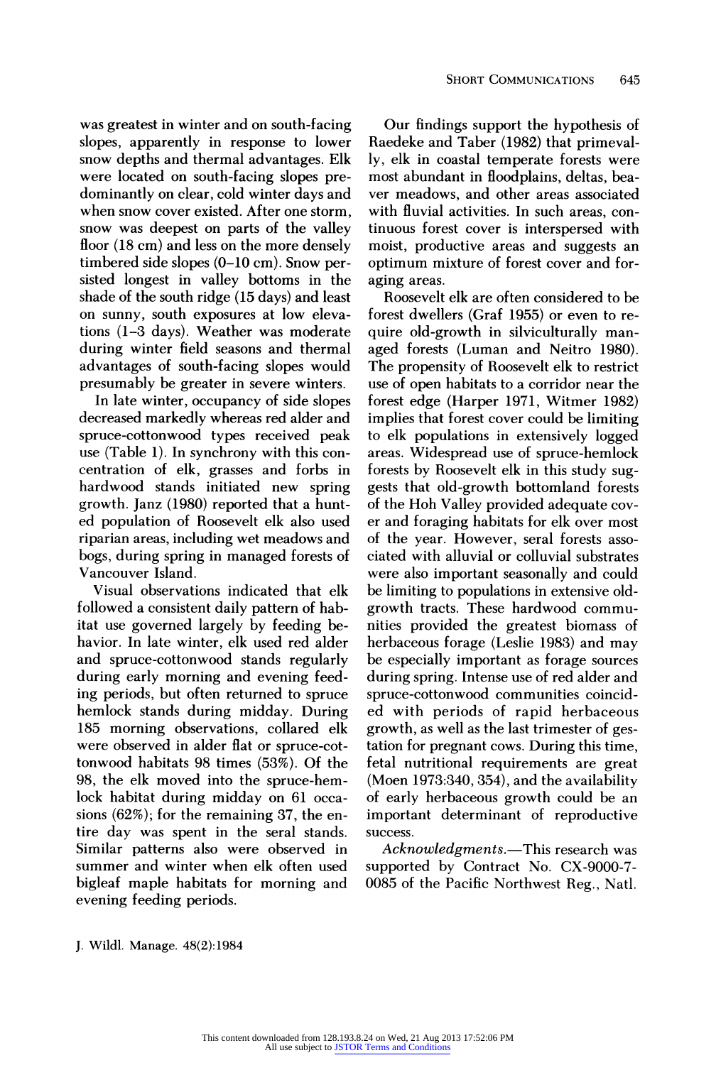was greatest in winter and on south-facing slopes, apparently in response to lower snow depths and thermal advantages. Elk were located on south-facing slopes predominantly on clear, cold winter days and when snow cover existed. After one storm, snow was deepest on parts of the valley floor (18 cm) and less on the more densely timbered side slopes (0–10 cm). Snow persisted longest in valley bottoms in the shade of the south ridge (15 days) and least on sunny, south exposures at low elevations (1–3 days). Weather was moderate during winter field seasons and thermal advantages of south-facing slopes would presumably be greater in severe winters.

In late winter, occupancy of side slopes decreased markedly whereas red alder and spruce-cottonwood types received peak use (Table 1). In synchrony with this concentration of elk, grasses and forbs in hardwood stands initiated new spring growth. Janz (1980) reported that a hunted population of Roosevelt elk also used riparian areas, including wet meadows and bogs, during spring in managed forests of Vancouver Island.

Visual observations indicated that elk followed a consistent daily pattern of habitat use governed largely by feeding behavior. In late winter, elk used red alder and spruce-cottonwood stands regularly during early morning and evening feeding periods, but often returned to spruce hemlock stands during midday. During 185 morning observations, collared elk were observed in alder flat or spruce-cottonwood habitats 98 times (53%). Of the 98, the elk moved into the spruce-hemlock habitat during midday on 61 occasions (62%); for the remaining 37, the entire day was spent in the seral stands. Similar patterns also were observed in summer and winter when elk often used bigleaf maple habitats for morning and evening feeding periods.

Our findings support the hypothesis of Raedeke and Taber (1982) that primevally, elk in coastal temperate forests were most abundant in floodplains, deltas, beaver meadows, and other areas associated with fluvial activities. In such areas, continuous forest cover is interspersed with moist, productive areas and suggests an optimum mixture of forest cover and foraging areas.

Roosevelt elk are often considered to be forest dwellers (Graf 1955) or even to require old-growth in silviculturally managed forests (Luman and Neitro 1980). The propensity of Roosevelt elk to restrict use of open habitats to a corridor near the forest edge (Harper 1971, Witmer 1982) implies that forest cover could be limiting to elk populations in extensively logged areas. Widespread use of spruce-hemlock forests by Roosevelt elk in this study suggests that old-growth bottomland forests of the Hoh Valley provided adequate cover and foraging habitats for elk over most of the year. However, seral forests associated with alluvial or colluvial substrates were also important seasonally and could be limiting to populations in extensive old-growth tracts. These hardwood communities provided the greatest biomass of herbaceous forage (Leslie 1983) and may be especially important as forage sources during spring. Intense use of red alder and spruce-cottonwood communities coincided with periods of rapid herbaceous growth, as well as the last trimester of gestation for pregnant cows. During this time, fetal nutritional requirements are great (Moen 1973:340, 354), and the availability of early herbaceous growth could be an important determinant of reproductive success.

*Acknowledgments.*—This research was supported by Contract No. CX-9000-7-0085 of the Pacific Northwest Reg., Natl.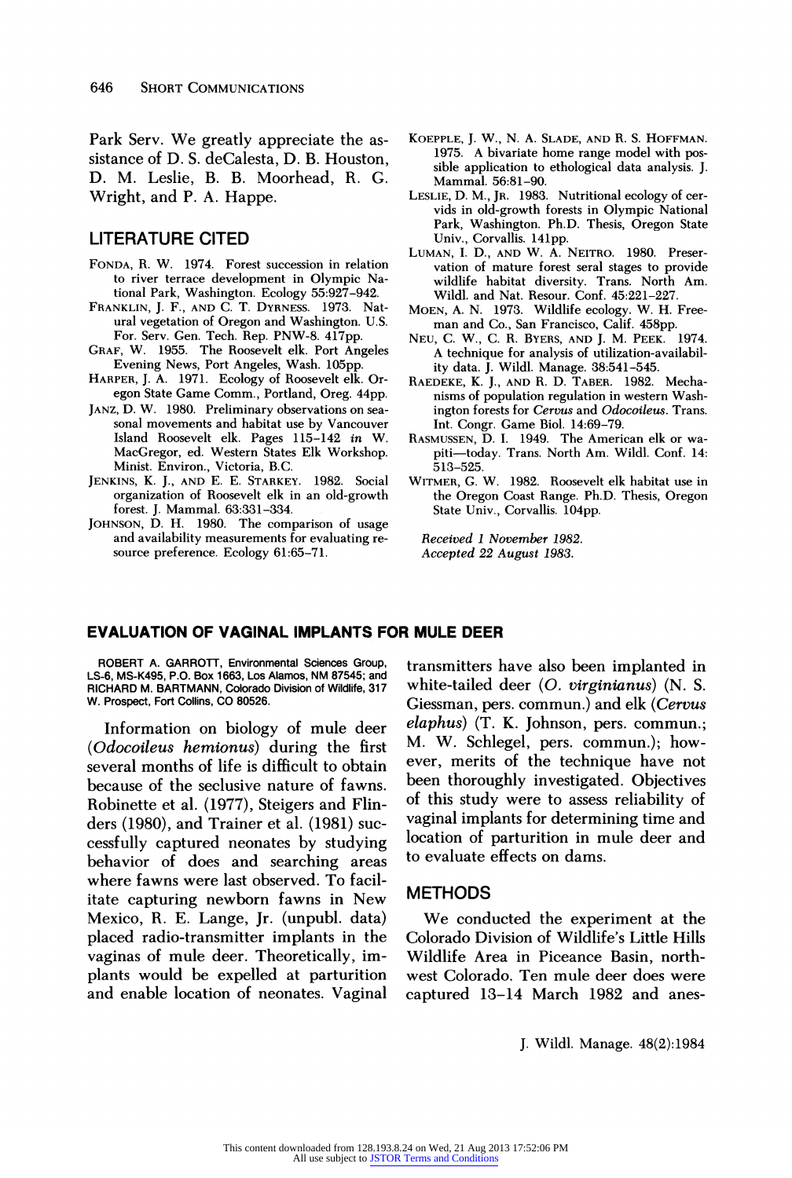Park Serv. We greatly appreciate the assistance of D. S. deCalesta, D. B. Houston, D. M. Leslie, B. B. Moorhead, R. G. Wright, and P. A. Happe.

## LITERATURE CITED

FONDA, R. W. 1974. Forest succession in relation to river terrace development in Olympic National Park, Washington. Ecology 55:927–942.

FRANKLIN, J. F., AND C. T. DYRNESS. 1973. Natural vegetation of Oregon and Washington. U.S. For. Serv. Gen. Tech. Rep. PNW-8. 417pp.

GRAF, W. 1955. The Roosevelt elk. Port Angeles Evening News, Port Angeles, Wash. 105pp.

HARPER, J. A. 1971. Ecology of Roosevelt elk. Oregon State Game Comm., Portland, Oreg. 44pp.

JANZ, D. W. 1980. Preliminary observations on seasonal movements and habitat use by Vancouver Island Roosevelt elk. Pages 115–142 *in* W. MacGregor, ed. Western States Elk Workshop. Minist. Environ., Victoria, B.C.

JENKINS, K. J., AND E. E. STARKEY. 1982. Social organization of Roosevelt elk in an old-growth forest. J. Mammal. 63:331–334.

JOHNSON, D. H. 1980. The comparison of usage and availability measurements for evaluating resource preference. Ecology 61:65–71.

KOEPPLE, J. W., N. A. SLADE, AND R. S. HOFFMAN. 1975. A bivariate home range model with possible application to ethological data analysis. J. Mammal. 56:81–90.

LESLIE, D. M., JR. 1983. Nutritional ecology of cervids in old-growth forests in Olympic National Park, Washington. Ph.D. Thesis, Oregon State Univ., Corvallis. 141pp.

LUMAN, I. D., AND W. A. NEITRO. 1980. Preservation of mature forest seral stages to provide wildlife habitat diversity. Trans. North Am. Wildl. and Nat. Resour. Conf. 45:221–227.

MOEN, A. N. 1973. Wildlife ecology. W. H. Freeman and Co., San Francisco, Calif. 458pp.

NEU, C. W., C. R. BYERS, AND J. M. PEEK. 1974. A technique for analysis of utilization-availability data. J. Wildl. Manage. 38:541–545.

RAEDEKE, K. J., AND R. D. TABER. 1982. Mechanisms of population regulation in western Washington forests for *Cervus* and *Odocoileus*. Trans. Int. Congr. Game Biol. 14:69–79.

RASMUSSEN, D. I. 1949. The American elk or wapiti—today. Trans. North Am. Wildl. Conf. 14:513–525.

WITMER, G. W. 1982. Roosevelt elk habitat use in the Oregon Coast Range. Ph.D. Thesis, Oregon State Univ., Corvallis. 104pp.

*Received 1 November 1982.*
*Accepted 22 August 1983.*

# EVALUATION OF VAGINAL IMPLANTS FOR MULE DEER

ROBERT A. GARROTT, Environmental Sciences Group, LS-6, MS-K495, P.O. Box 1663, Los Alamos, NM 87545; and RICHARD M. BARTMANN, Colorado Division of Wildlife, 317 W. Prospect, Fort Collins, CO 80526.

Information on biology of mule deer (*Odocoileus hemionus*) during the first several months of life is difficult to obtain because of the seclusive nature of fawns. Robinette et al. (1977), Steigers and Flinders (1980), and Trainer et al. (1981) successfully captured neonates by studying behavior of does and searching areas where fawns were last observed. To facilitate capturing newborn fawns in New Mexico, R. E. Lange, Jr. (unpubl. data) placed radio-transmitter implants in the vaginas of mule deer. Theoretically, implants would be expelled at parturition and enable location of neonates. Vaginal transmitters have also been implanted in white-tailed deer (*O. virginianus*) (N. S. Giessman, pers. commun.) and elk (*Cervus elaphus*) (T. K. Johnson, pers. commun.; M. W. Schlegel, pers. commun.); however, merits of the technique have not been thoroughly investigated. Objectives of this study were to assess reliability of vaginal implants for determining time and location of parturition in mule deer and to evaluate effects on dams.

## METHODS

We conducted the experiment at the Colorado Division of Wildlife's Little Hills Wildlife Area in Piceance Basin, northwest Colorado. Ten mule deer does were captured 13–14 March 1982 and anes-